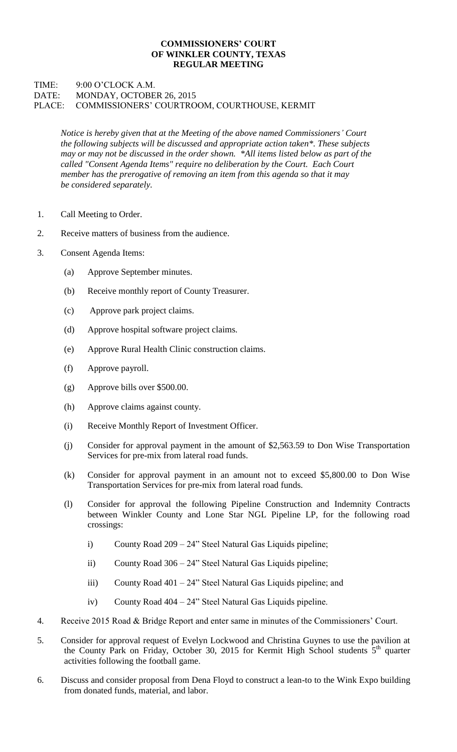**COMMISSIONERS' COURT**
**OF WINKLER COUNTY, TEXAS**
**REGULAR MEETING**

TIME: 9:00 O'CLOCK A.M.
DATE: MONDAY, OCTOBER 26, 2015
PLACE: COMMISSIONERS' COURTROOM, COURTHOUSE, KERMIT

*Notice is hereby given that at the Meeting of the above named Commissioners' Court the following subjects will be discussed and appropriate action taken*. These subjects may or may not be discussed in the order shown. *All items listed below as part of the called "Consent Agenda Items" require no deliberation by the Court. Each Court member has the prerogative of removing an item from this agenda so that it may be considered separately.*

1. Call Meeting to Order.

2. Receive matters of business from the audience.

3. Consent Agenda Items:

   (a) Approve September minutes.

   (b) Receive monthly report of County Treasurer.

   (c) Approve park project claims.

   (d) Approve hospital software project claims.

   (e) Approve Rural Health Clinic construction claims.

   (f) Approve payroll.

   (g) Approve bills over $500.00.

   (h) Approve claims against county.

   (i) Receive Monthly Report of Investment Officer.

   (j) Consider for approval payment in the amount of $2,563.59 to Don Wise Transportation Services for pre-mix from lateral road funds.

   (k) Consider for approval payment in an amount not to exceed $5,800.00 to Don Wise Transportation Services for pre-mix from lateral road funds.

   (l) Consider for approval the following Pipeline Construction and Indemnity Contracts between Winkler County and Lone Star NGL Pipeline LP, for the following road crossings:

      i) County Road 209 – 24" Steel Natural Gas Liquids pipeline;

      ii) County Road 306 – 24" Steel Natural Gas Liquids pipeline;

      iii) County Road 401 – 24" Steel Natural Gas Liquids pipeline; and

      iv) County Road 404 – 24" Steel Natural Gas Liquids pipeline.

4. Receive 2015 Road & Bridge Report and enter same in minutes of the Commissioners' Court.

5. Consider for approval request of Evelyn Lockwood and Christina Guynes to use the pavilion at the County Park on Friday, October 30, 2015 for Kermit High School students 5th quarter activities following the football game.

6. Discuss and consider proposal from Dena Floyd to construct a lean-to to the Wink Expo building from donated funds, material, and labor.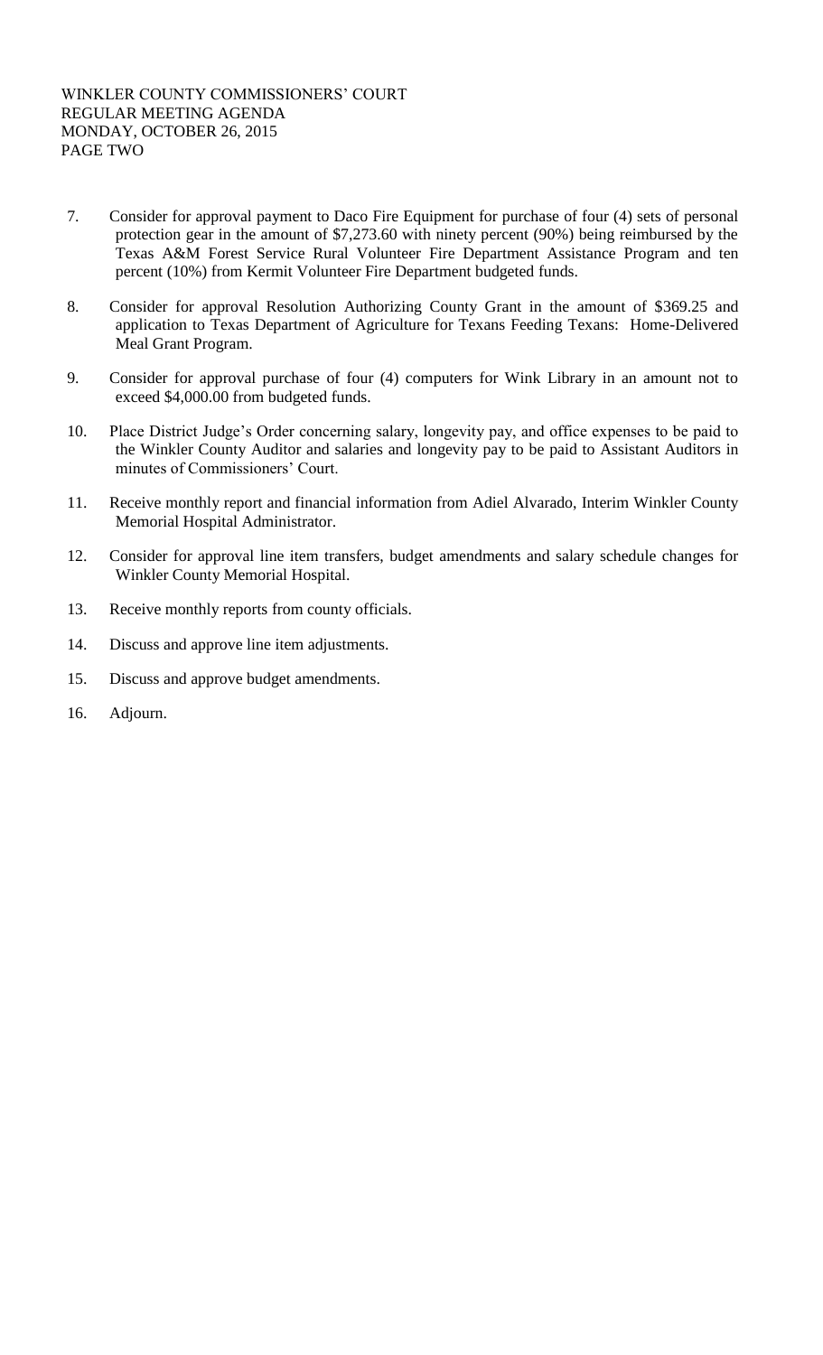7. Consider for approval payment to Daco Fire Equipment for purchase of four (4) sets of personal protection gear in the amount of $7,273.60 with ninety percent (90%) being reimbursed by the Texas A&M Forest Service Rural Volunteer Fire Department Assistance Program and ten percent (10%) from Kermit Volunteer Fire Department budgeted funds.

8. Consider for approval Resolution Authorizing County Grant in the amount of $369.25 and application to Texas Department of Agriculture for Texans Feeding Texans: Home-Delivered Meal Grant Program.

9. Consider for approval purchase of four (4) computers for Wink Library in an amount not to exceed $4,000.00 from budgeted funds.

10. Place District Judge's Order concerning salary, longevity pay, and office expenses to be paid to the Winkler County Auditor and salaries and longevity pay to be paid to Assistant Auditors in minutes of Commissioners' Court.

11. Receive monthly report and financial information from Adiel Alvarado, Interim Winkler County Memorial Hospital Administrator.

12. Consider for approval line item transfers, budget amendments and salary schedule changes for Winkler County Memorial Hospital.

13. Receive monthly reports from county officials.

14. Discuss and approve line item adjustments.

15. Discuss and approve budget amendments.

16. Adjourn.